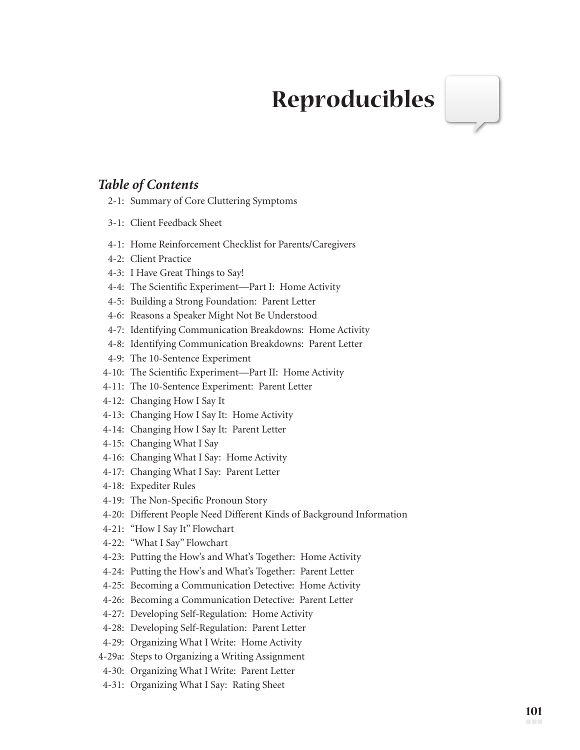# Reproducibles

## *Table of Contents*

2-1: Summary of Core Cluttering Symptoms

3-1: Client Feedback Sheet

4-1: Home Reinforcement Checklist for Parents/Caregivers
4-2: Client Practice
4-3: I Have Great Things to Say!
4-4: The Scientific Experiment—Part I: Home Activity
4-5: Building a Strong Foundation: Parent Letter
4-6: Reasons a Speaker Might Not Be Understood
4-7: Identifying Communication Breakdowns: Home Activity
4-8: Identifying Communication Breakdowns: Parent Letter
4-9: The 10-Sentence Experiment
4-10: The Scientific Experiment—Part II: Home Activity
4-11: The 10-Sentence Experiment: Parent Letter
4-12: Changing How I Say It
4-13: Changing How I Say It: Home Activity
4-14: Changing How I Say It: Parent Letter
4-15: Changing What I Say
4-16: Changing What I Say: Home Activity
4-17: Changing What I Say: Parent Letter
4-18: Expediter Rules
4-19: The Non-Specific Pronoun Story
4-20: Different People Need Different Kinds of Background Information
4-21: "How I Say It" Flowchart
4-22: "What I Say" Flowchart
4-23: Putting the How's and What's Together: Home Activity
4-24: Putting the How's and What's Together: Parent Letter
4-25: Becoming a Communication Detective: Home Activity
4-26: Becoming a Communication Detective: Parent Letter
4-27: Developing Self-Regulation: Home Activity
4-28: Developing Self-Regulation: Parent Letter
4-29: Organizing What I Write: Home Activity
4-29a: Steps to Organizing a Writing Assignment
4-30: Organizing What I Write: Parent Letter
4-31: Organizing What I Say: Rating Sheet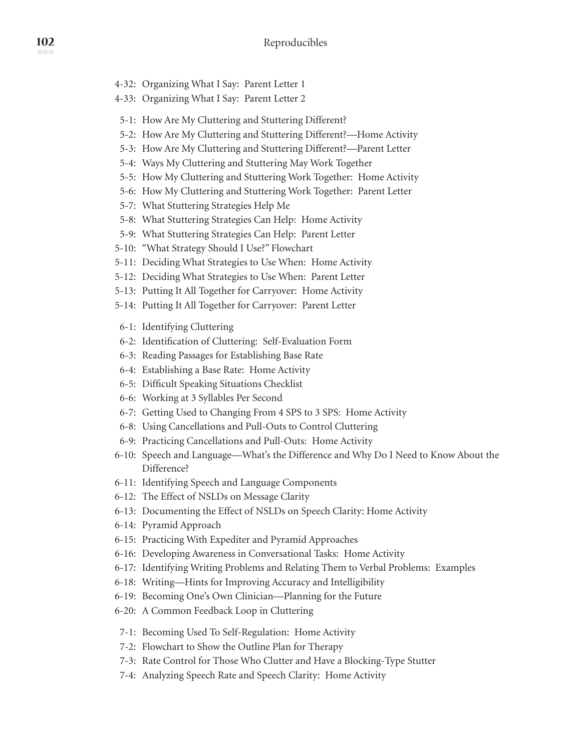4-32: Organizing What I Say: Parent Letter 1
4-33: Organizing What I Say: Parent Letter 2

5-1: How Are My Cluttering and Stuttering Different?
5-2: How Are My Cluttering and Stuttering Different?—Home Activity
5-3: How Are My Cluttering and Stuttering Different?—Parent Letter
5-4: Ways My Cluttering and Stuttering May Work Together
5-5: How My Cluttering and Stuttering Work Together: Home Activity
5-6: How My Cluttering and Stuttering Work Together: Parent Letter
5-7: What Stuttering Strategies Help Me
5-8: What Stuttering Strategies Can Help: Home Activity
5-9: What Stuttering Strategies Can Help: Parent Letter
5-10: "What Strategy Should I Use?" Flowchart
5-11: Deciding What Strategies to Use When: Home Activity
5-12: Deciding What Strategies to Use When: Parent Letter
5-13: Putting It All Together for Carryover: Home Activity
5-14: Putting It All Together for Carryover: Parent Letter

6-1: Identifying Cluttering
6-2: Identification of Cluttering: Self-Evaluation Form
6-3: Reading Passages for Establishing Base Rate
6-4: Establishing a Base Rate: Home Activity
6-5: Difficult Speaking Situations Checklist
6-6: Working at 3 Syllables Per Second
6-7: Getting Used to Changing From 4 SPS to 3 SPS: Home Activity
6-8: Using Cancellations and Pull-Outs to Control Cluttering
6-9: Practicing Cancellations and Pull-Outs: Home Activity
6-10: Speech and Language—What's the Difference and Why Do I Need to Know About the Difference?
6-11: Identifying Speech and Language Components
6-12: The Effect of NSLDs on Message Clarity
6-13: Documenting the Effect of NSLDs on Speech Clarity: Home Activity
6-14: Pyramid Approach
6-15: Practicing With Expediter and Pyramid Approaches
6-16: Developing Awareness in Conversational Tasks: Home Activity
6-17: Identifying Writing Problems and Relating Them to Verbal Problems: Examples
6-18: Writing—Hints for Improving Accuracy and Intelligibility
6-19: Becoming One's Own Clinician—Planning for the Future
6-20: A Common Feedback Loop in Cluttering

7-1: Becoming Used To Self-Regulation: Home Activity
7-2: Flowchart to Show the Outline Plan for Therapy
7-3: Rate Control for Those Who Clutter and Have a Blocking-Type Stutter
7-4: Analyzing Speech Rate and Speech Clarity: Home Activity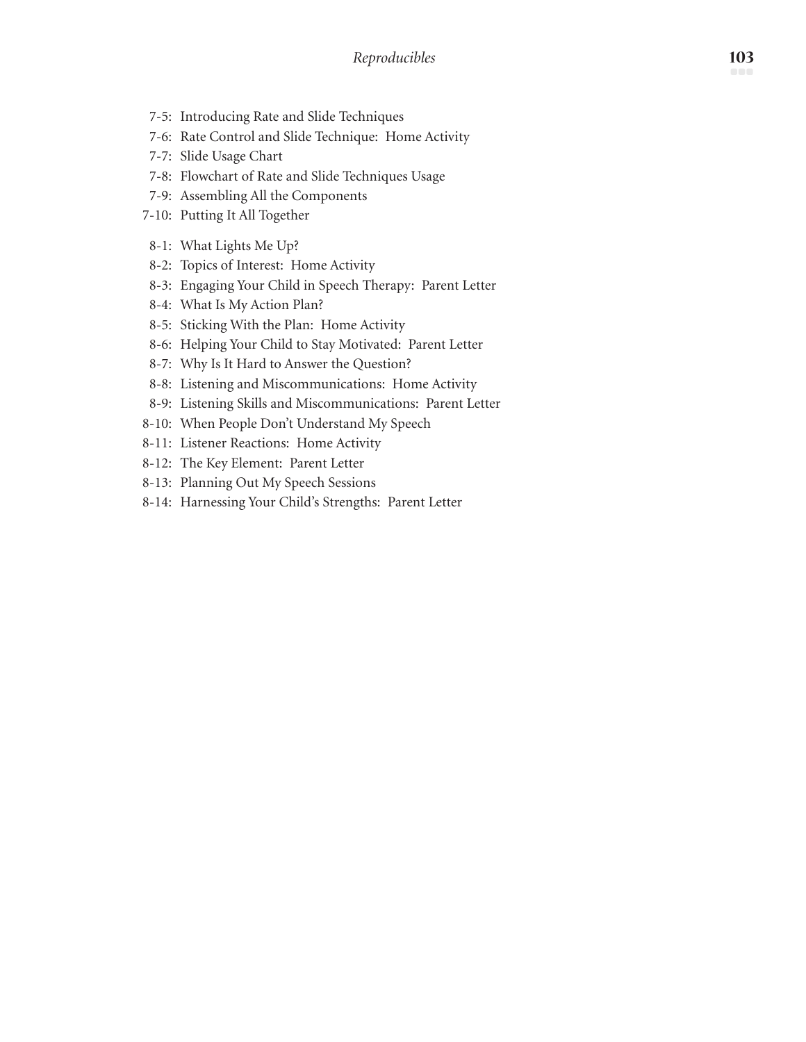7-5: Introducing Rate and Slide Techniques
7-6: Rate Control and Slide Technique: Home Activity
7-7: Slide Usage Chart
7-8: Flowchart of Rate and Slide Techniques Usage
7-9: Assembling All the Components
7-10: Putting It All Together

8-1: What Lights Me Up?
8-2: Topics of Interest: Home Activity
8-3: Engaging Your Child in Speech Therapy: Parent Letter
8-4: What Is My Action Plan?
8-5: Sticking With the Plan: Home Activity
8-6: Helping Your Child to Stay Motivated: Parent Letter
8-7: Why Is It Hard to Answer the Question?
8-8: Listening and Miscommunications: Home Activity
8-9: Listening Skills and Miscommunications: Parent Letter
8-10: When People Don't Understand My Speech
8-11: Listener Reactions: Home Activity
8-12: The Key Element: Parent Letter
8-13: Planning Out My Speech Sessions
8-14: Harnessing Your Child's Strengths: Parent Letter